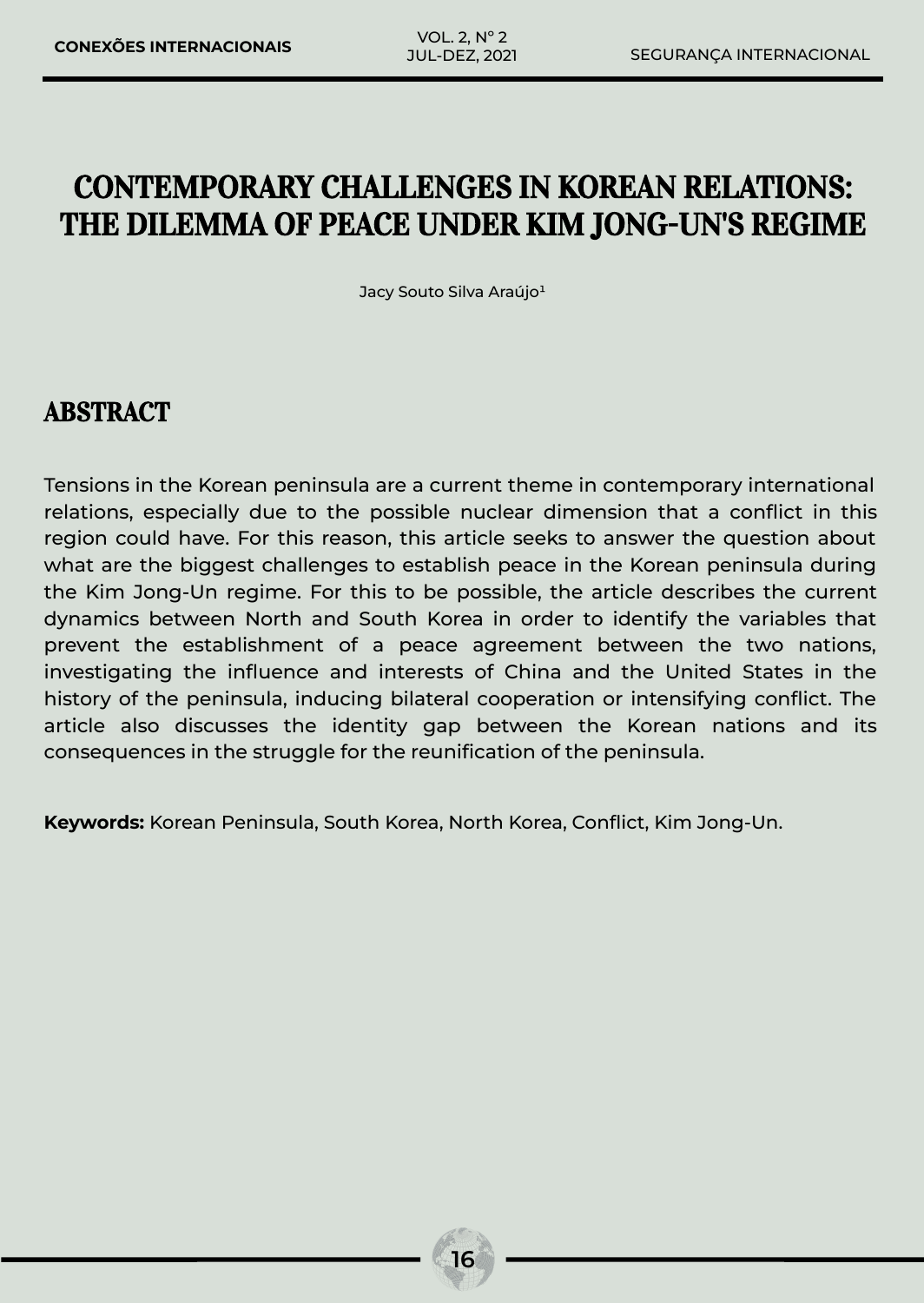# CONTEMPORARY CHALLENGES IN KOREAN RELATIONS: THE DILEMMA OF PEACE UNDER KIM JONG-UN'S REGIME

Jacy Souto Silva Araújo[1]

## ABSTRACT

Tensions in the Korean peninsula are a current theme in contemporary international relations, especially due to the possible nuclear dimension that a conflict in this region could have. For this reason, this article seeks to answer the question about what are the biggest challenges to establish peace in the Korean peninsula during the Kim Jong-Un regime. For this to be possible, the article describes the current dynamics between North and South Korea in order to identify the variables that prevent the establishment of a peace agreement between the two nations, investigating the influence and interests of China and the United States in the history of the peninsula, inducing bilateral cooperation or intensifying conflict. The article also discusses the identity gap between the Korean nations and its consequences in the struggle for the reunification of the peninsula.

**Keywords:** Korean Peninsula, South Korea, North Korea, Conflict, Kim Jong-Un.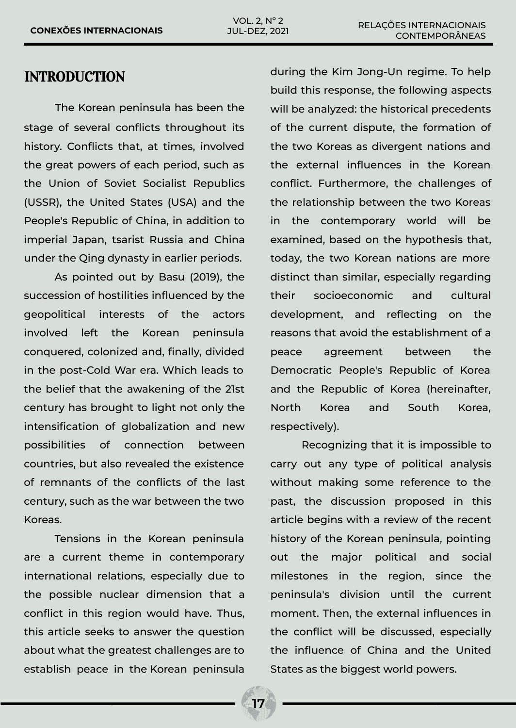## INTRODUCTION

The Korean peninsula has been the stage of several conflicts throughout its history. Conflicts that, at times, involved the great powers of each period, such as the Union of Soviet Socialist Republics (USSR), the United States (USA) and the People's Republic of China, in addition to imperial Japan, tsarist Russia and China under the Qing dynasty in earlier periods.

As pointed out by Basu (2019), the succession of hostilities influenced by the geopolitical interests of the actors involved left the Korean peninsula conquered, colonized and, finally, divided in the post-Cold War era. Which leads to the belief that the awakening of the 21st century has brought to light not only the intensification of globalization and new possibilities of connection between countries, but also revealed the existence of remnants of the conflicts of the last century, such as the war between the two Koreas.

Tensions in the Korean peninsula are a current theme in contemporary international relations, especially due to the possible nuclear dimension that a conflict in this region would have. Thus, this article seeks to answer the question about what the greatest challenges are to establish peace in the Korean peninsula during the Kim Jong-Un regime. To help build this response, the following aspects will be analyzed: the historical precedents of the current dispute, the formation of the two Koreas as divergent nations and the external influences in the Korean conflict. Furthermore, the challenges of the relationship between the two Koreas in the contemporary world will be examined, based on the hypothesis that, today, the two Korean nations are more distinct than similar, especially regarding their socioeconomic and cultural development, and reflecting on the reasons that avoid the establishment of a peace agreement between the Democratic People's Republic of Korea and the Republic of Korea (hereinafter, North Korea and South Korea, respectively).

Recognizing that it is impossible to carry out any type of political analysis without making some reference to the past, the discussion proposed in this article begins with a review of the recent history of the Korean peninsula, pointing out the major political and social milestones in the region, since the peninsula's division until the current moment. Then, the external influences in the conflict will be discussed, especially the influence of China and the United States as the biggest world powers.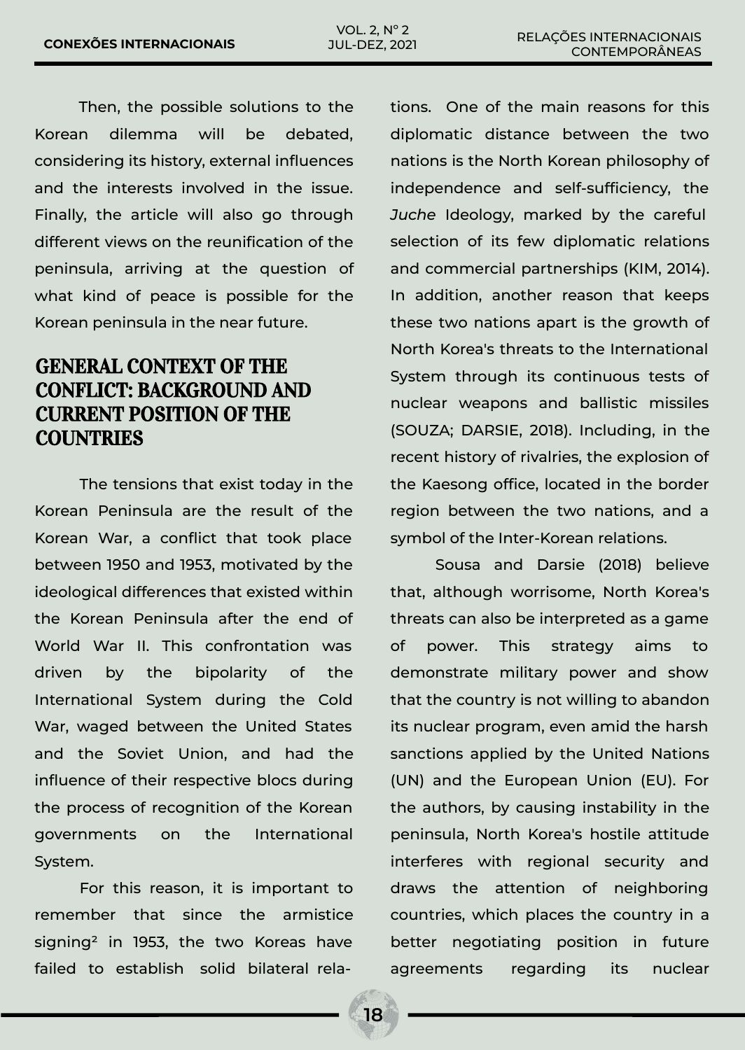Then, the possible solutions to the Korean dilemma will be debated, considering its history, external influences and the interests involved in the issue. Finally, the article will also go through different views on the reunification of the peninsula, arriving at the question of what kind of peace is possible for the Korean peninsula in the near future.

## GENERAL CONTEXT OF THE CONFLICT: BACKGROUND AND CURRENT POSITION OF THE COUNTRIES

The tensions that exist today in the Korean Peninsula are the result of the Korean War, a conflict that took place between 1950 and 1953, motivated by the ideological differences that existed within the Korean Peninsula after the end of World War II. This confrontation was driven by the bipolarity of the International System during the Cold War, waged between the United States and the Soviet Union, and had the influence of their respective blocs during the process of recognition of the Korean governments on the International System.

For this reason, it is important to remember that since the armistice signing[2] in 1953, the two Koreas have failed to establish solid bilateral relations. One of the main reasons for this diplomatic distance between the two nations is the North Korean philosophy of independence and self-sufficiency, the *Juche* Ideology, marked by the careful selection of its few diplomatic relations and commercial partnerships (KIM, 2014). In addition, another reason that keeps these two nations apart is the growth of North Korea's threats to the International System through its continuous tests of nuclear weapons and ballistic missiles (SOUZA; DARSIE, 2018). Including, in the recent history of rivalries, the explosion of the Kaesong office, located in the border region between the two nations, and a symbol of the Inter-Korean relations.

Sousa and Darsie (2018) believe that, although worrisome, North Korea's threats can also be interpreted as a game of power. This strategy aims to demonstrate military power and show that the country is not willing to abandon its nuclear program, even amid the harsh sanctions applied by the United Nations (UN) and the European Union (EU). For the authors, by causing instability in the peninsula, North Korea's hostile attitude interferes with regional security and draws the attention of neighboring countries, which places the country in a better negotiating position in future agreements regarding its nuclear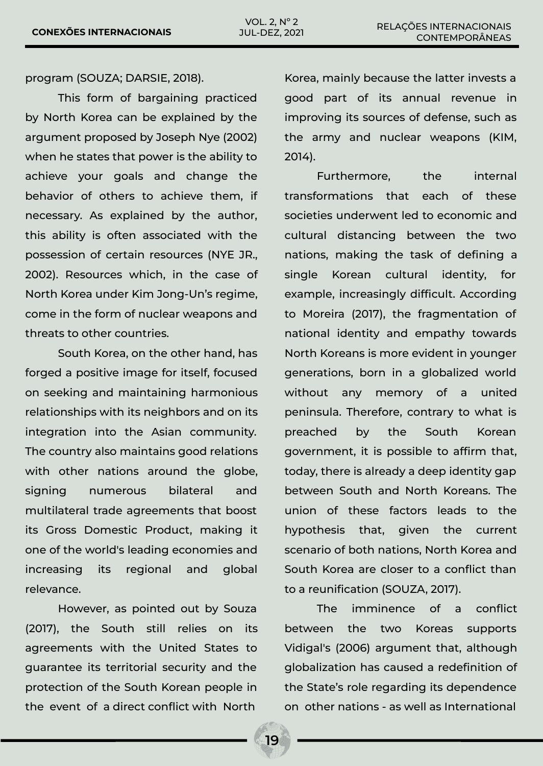program (SOUZA; DARSIE, 2018).

This form of bargaining practiced by North Korea can be explained by the argument proposed by Joseph Nye (2002) when he states that power is the ability to achieve your goals and change the behavior of others to achieve them, if necessary. As explained by the author, this ability is often associated with the possession of certain resources (NYE JR., 2002). Resources which, in the case of North Korea under Kim Jong-Un's regime, come in the form of nuclear weapons and threats to other countries.

South Korea, on the other hand, has forged a positive image for itself, focused on seeking and maintaining harmonious relationships with its neighbors and on its integration into the Asian community. The country also maintains good relations with other nations around the globe, signing numerous bilateral and multilateral trade agreements that boost its Gross Domestic Product, making it one of the world's leading economies and increasing its regional and global relevance.

However, as pointed out by Souza (2017), the South still relies on its agreements with the United States to guarantee its territorial security and the protection of the South Korean people in the event of a direct conflict with North Korea, mainly because the latter invests a good part of its annual revenue in improving its sources of defense, such as the army and nuclear weapons (KIM, 2014).

Furthermore, the internal transformations that each of these societies underwent led to economic and cultural distancing between the two nations, making the task of defining a single Korean cultural identity, for example, increasingly difficult. According to Moreira (2017), the fragmentation of national identity and empathy towards North Koreans is more evident in younger generations, born in a globalized world without any memory of a united peninsula. Therefore, contrary to what is preached by the South Korean government, it is possible to affirm that, today, there is already a deep identity gap between South and North Koreans. The union of these factors leads to the hypothesis that, given the current scenario of both nations, North Korea and South Korea are closer to a conflict than to a reunification (SOUZA, 2017).

The imminence of a conflict between the two Koreas supports Vidigal's (2006) argument that, although globalization has caused a redefinition of the State's role regarding its dependence on other nations - as well as International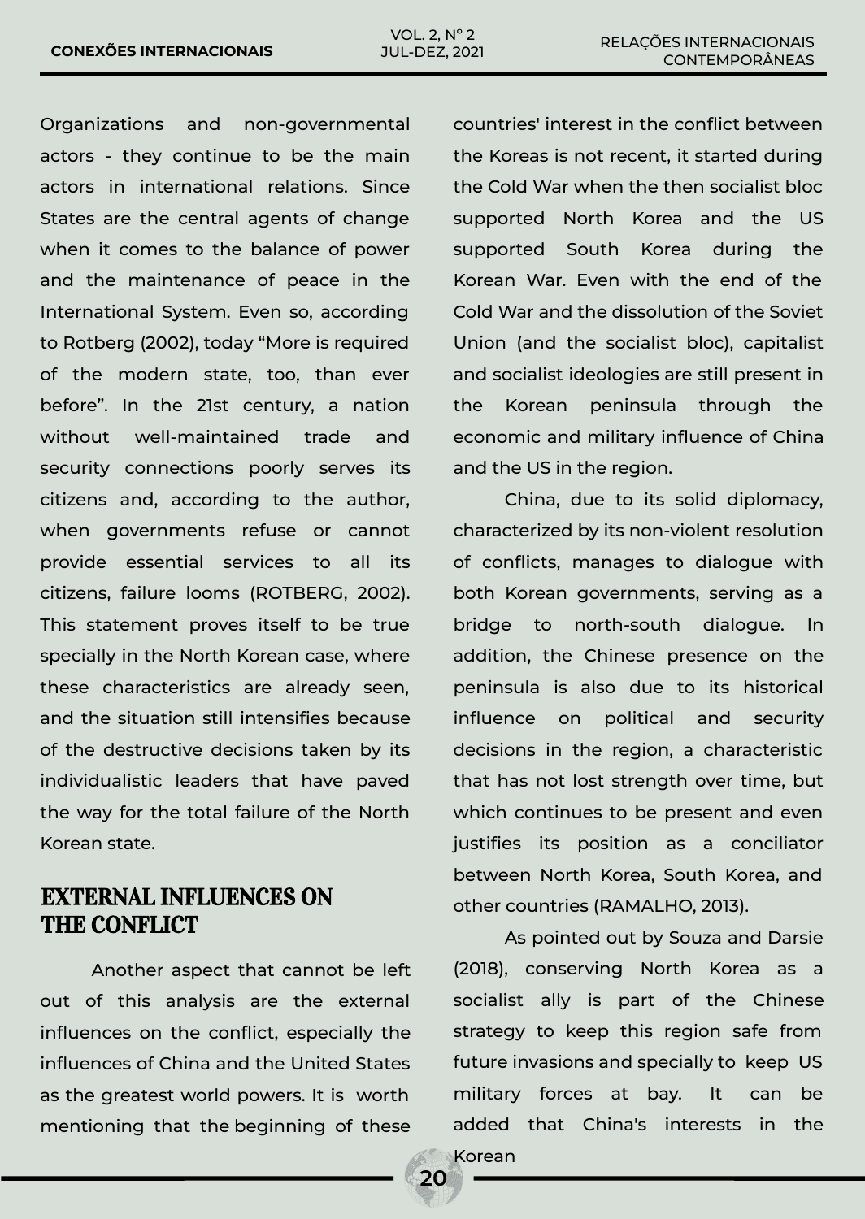Organizations and non-governmental actors - they continue to be the main actors in international relations. Since States are the central agents of change when it comes to the balance of power and the maintenance of peace in the International System. Even so, according to Rotberg (2002), today “More is required of the modern state, too, than ever before”. In the 21st century, a nation without well-maintained trade and security connections poorly serves its citizens and, according to the author, when governments refuse or cannot provide essential services to all its citizens, failure looms (ROTBERG, 2002). This statement proves itself to be true specially in the North Korean case, where these characteristics are already seen, and the situation still intensifies because of the destructive decisions taken by its individualistic leaders that have paved the way for the total failure of the North Korean state.

## EXTERNAL INFLUENCES ON THE CONFLICT

Another aspect that cannot be left out of this analysis are the external influences on the conflict, especially the influences of China and the United States as the greatest world powers. It is worth mentioning that the beginning of these countries' interest in the conflict between the Koreas is not recent, it started during the Cold War when the then socialist bloc supported North Korea and the US supported South Korea during the Korean War. Even with the end of the Cold War and the dissolution of the Soviet Union (and the socialist bloc), capitalist and socialist ideologies are still present in the Korean peninsula through the economic and military influence of China and the US in the region.

China, due to its solid diplomacy, characterized by its non-violent resolution of conflicts, manages to dialogue with both Korean governments, serving as a bridge to north-south dialogue. In addition, the Chinese presence on the peninsula is also due to its historical influence on political and security decisions in the region, a characteristic that has not lost strength over time, but which continues to be present and even justifies its position as a conciliator between North Korea, South Korea, and other countries (RAMALHO, 2013).

As pointed out by Souza and Darsie (2018), conserving North Korea as a socialist ally is part of the Chinese strategy to keep this region safe from future invasions and specially to keep US military forces at bay. It can be added that China's interests in the Korean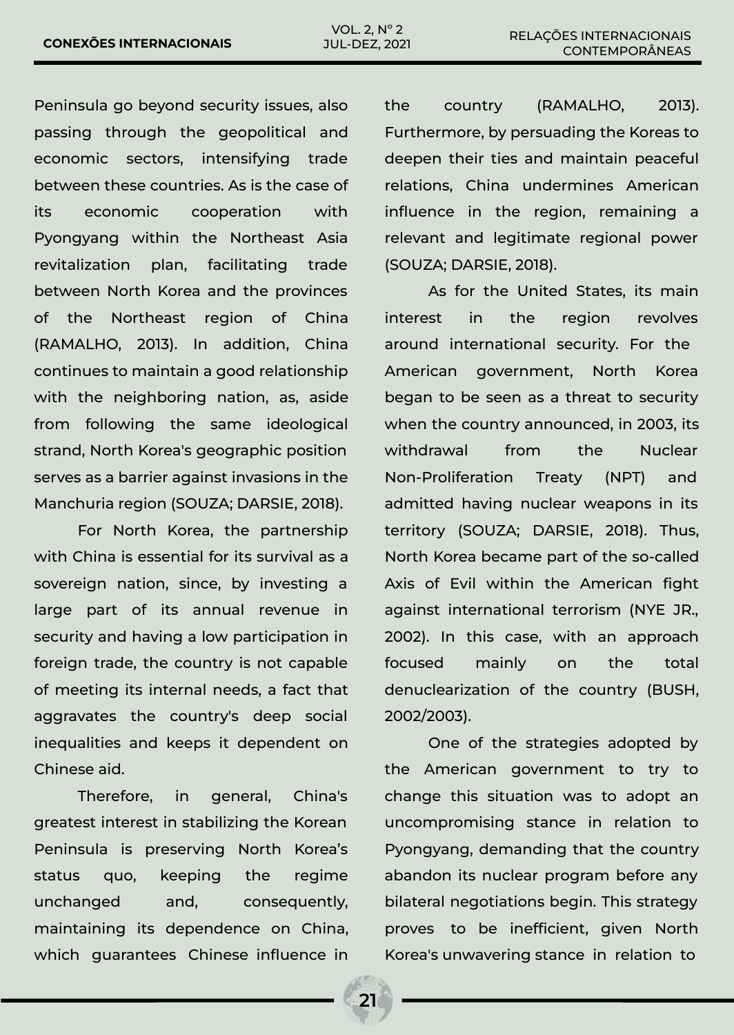Peninsula go beyond security issues, also passing through the geopolitical and economic sectors, intensifying trade between these countries. As is the case of its economic cooperation with Pyongyang within the Northeast Asia revitalization plan, facilitating trade between North Korea and the provinces of the Northeast region of China (RAMALHO, 2013). In addition, China continues to maintain a good relationship with the neighboring nation, as, aside from following the same ideological strand, North Korea's geographic position serves as a barrier against invasions in the Manchuria region (SOUZA; DARSIE, 2018).

For North Korea, the partnership with China is essential for its survival as a sovereign nation, since, by investing a large part of its annual revenue in security and having a low participation in foreign trade, the country is not capable of meeting its internal needs, a fact that aggravates the country's deep social inequalities and keeps it dependent on Chinese aid.

Therefore, in general, China's greatest interest in stabilizing the Korean Peninsula is preserving North Korea's status quo, keeping the regime unchanged and, consequently, maintaining its dependence on China, which guarantees Chinese influence in the country (RAMALHO, 2013). Furthermore, by persuading the Koreas to deepen their ties and maintain peaceful relations, China undermines American influence in the region, remaining a relevant and legitimate regional power (SOUZA; DARSIE, 2018).

As for the United States, its main interest in the region revolves around international security. For the American government, North Korea began to be seen as a threat to security when the country announced, in 2003, its withdrawal from the Nuclear Non-Proliferation Treaty (NPT) and admitted having nuclear weapons in its territory (SOUZA; DARSIE, 2018). Thus, North Korea became part of the so-called Axis of Evil within the American fight against international terrorism (NYE JR., 2002). In this case, with an approach focused mainly on the total denuclearization of the country (BUSH, 2002/2003).

One of the strategies adopted by the American government to try to change this situation was to adopt an uncompromising stance in relation to Pyongyang, demanding that the country abandon its nuclear program before any bilateral negotiations begin. This strategy proves to be inefficient, given North Korea's unwavering stance in relation to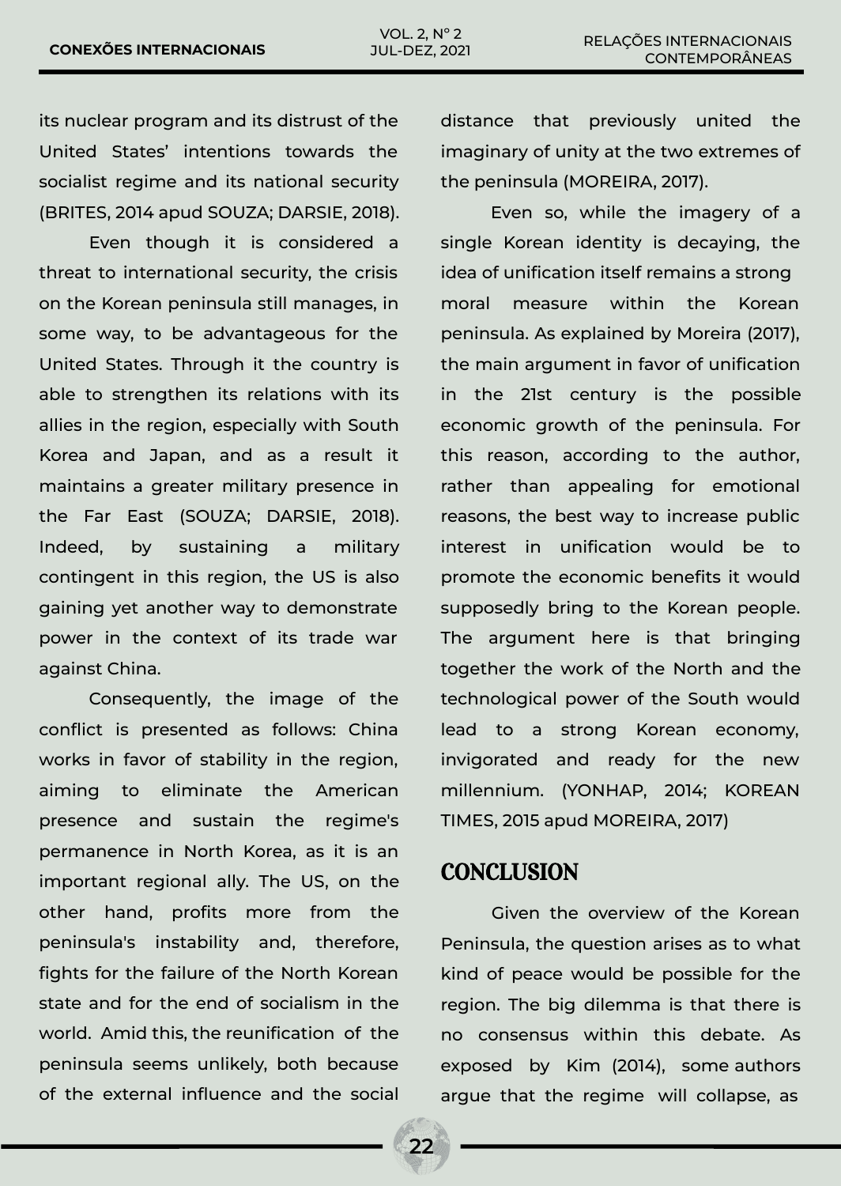its nuclear program and its distrust of the United States' intentions towards the socialist regime and its national security (BRITES, 2014 apud SOUZA; DARSIE, 2018).

Even though it is considered a threat to international security, the crisis on the Korean peninsula still manages, in some way, to be advantageous for the United States. Through it the country is able to strengthen its relations with its allies in the region, especially with South Korea and Japan, and as a result it maintains a greater military presence in the Far East (SOUZA; DARSIE, 2018). Indeed, by sustaining a military contingent in this region, the US is also gaining yet another way to demonstrate power in the context of its trade war against China.

Consequently, the image of the conflict is presented as follows: China works in favor of stability in the region, aiming to eliminate the American presence and sustain the regime's permanence in North Korea, as it is an important regional ally. The US, on the other hand, profits more from the peninsula's instability and, therefore, fights for the failure of the North Korean state and for the end of socialism in the world. Amid this, the reunification of the peninsula seems unlikely, both because of the external influence and the social distance that previously united the imaginary of unity at the two extremes of the peninsula (MOREIRA, 2017).

Even so, while the imagery of a single Korean identity is decaying, the idea of unification itself remains a strong moral measure within the Korean peninsula. As explained by Moreira (2017), the main argument in favor of unification in the 21st century is the possible economic growth of the peninsula. For this reason, according to the author, rather than appealing for emotional reasons, the best way to increase public interest in unification would be to promote the economic benefits it would supposedly bring to the Korean people. The argument here is that bringing together the work of the North and the technological power of the South would lead to a strong Korean economy, invigorated and ready for the new millennium. (YONHAP, 2014; KOREAN TIMES, 2015 apud MOREIRA, 2017)

## CONCLUSION

Given the overview of the Korean Peninsula, the question arises as to what kind of peace would be possible for the region. The big dilemma is that there is no consensus within this debate. As exposed by Kim (2014), some authors argue that the regime will collapse, as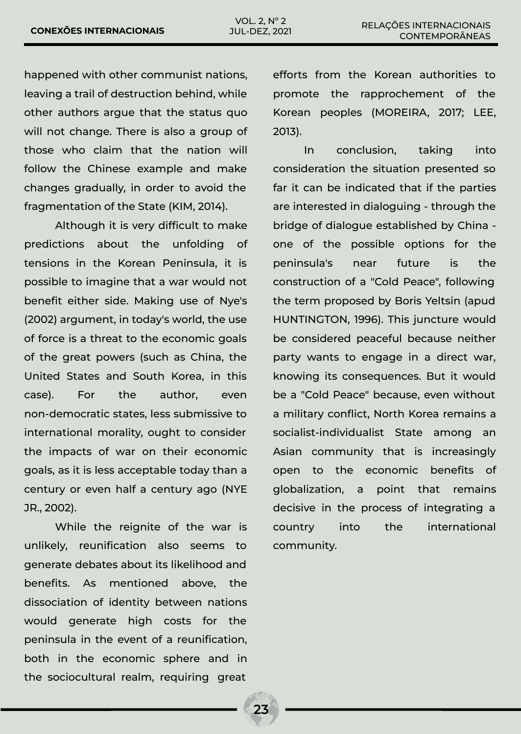happened with other communist nations, leaving a trail of destruction behind, while other authors argue that the status quo will not change. There is also a group of those who claim that the nation will follow the Chinese example and make changes gradually, in order to avoid the fragmentation of the State (KIM, 2014).

Although it is very difficult to make predictions about the unfolding of tensions in the Korean Peninsula, it is possible to imagine that a war would not benefit either side. Making use of Nye's (2002) argument, in today's world, the use of force is a threat to the economic goals of the great powers (such as China, the United States and South Korea, in this case). For the author, even non-democratic states, less submissive to international morality, ought to consider the impacts of war on their economic goals, as it is less acceptable today than a century or even half a century ago (NYE JR., 2002).

While the reignite of the war is unlikely, reunification also seems to generate debates about its likelihood and benefits. As mentioned above, the dissociation of identity between nations would generate high costs for the peninsula in the event of a reunification, both in the economic sphere and in the sociocultural realm, requiring great efforts from the Korean authorities to promote the rapprochement of the Korean peoples (MOREIRA, 2017; LEE, 2013).

In conclusion, taking into consideration the situation presented so far it can be indicated that if the parties are interested in dialoguing - through the bridge of dialogue established by China - one of the possible options for the peninsula's near future is the construction of a "Cold Peace", following the term proposed by Boris Yeltsin (apud HUNTINGTON, 1996). This juncture would be considered peaceful because neither party wants to engage in a direct war, knowing its consequences. But it would be a "Cold Peace" because, even without a military conflict, North Korea remains a socialist-individualist State among an Asian community that is increasingly open to the economic benefits of globalization, a point that remains decisive in the process of integrating a country into the international community.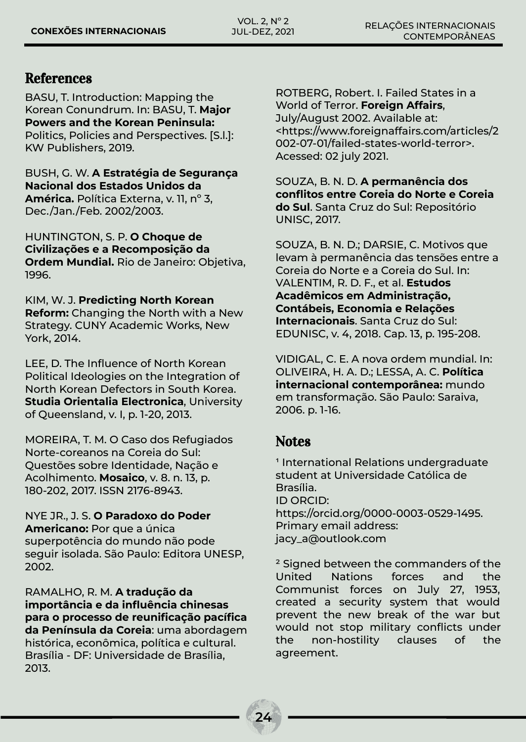## References

BASU, T. Introduction: Mapping the Korean Conundrum. In: BASU, T. **Major Powers and the Korean Peninsula:** Politics, Policies and Perspectives. [S.l.]: KW Publishers, 2019.

BUSH, G. W. **A Estratégia de Segurança Nacional dos Estados Unidos da América.** Política Externa, v. 11, n° 3, Dec./Jan./Feb. 2002/2003.

HUNTINGTON, S. P. **O Choque de Civilizações e a Recomposição da Ordem Mundial.** Rio de Janeiro: Objetiva, 1996.

KIM, W. J. **Predicting North Korean Reform:** Changing the North with a New Strategy. CUNY Academic Works, New York, 2014.

LEE, D. The Influence of North Korean Political Ideologies on the Integration of North Korean Defectors in South Korea. **Studia Orientalia Electronica**, University of Queensland, v. I, p. 1-20, 2013.

MOREIRA, T. M. O Caso dos Refugiados Norte-coreanos na Coreia do Sul: Questões sobre Identidade, Nação e Acolhimento. **Mosaico**, v. 8. n. 13, p. 180-202, 2017. ISSN 2176-8943.

NYE JR., J. S. **O Paradoxo do Poder Americano:** Por que a única superpotência do mundo não pode seguir isolada. São Paulo: Editora UNESP, 2002.

RAMALHO, R. M. **A tradução da importância e da influência chinesas para o processo de reunificação pacífica da Península da Coreia**: uma abordagem histórica, econômica, política e cultural. Brasília - DF: Universidade de Brasília, 2013.

ROTBERG, Robert. I. Failed States in a World of Terror. **Foreign Affairs**, July/August 2002. Available at: <https://www.foreignaffairs.com/articles/2002-07-01/failed-states-world-terror>. Acessed: 02 july 2021.

SOUZA, B. N. D. **A permanência dos conflitos entre Coreia do Norte e Coreia do Sul**. Santa Cruz do Sul: Repositório UNISC, 2017.

SOUZA, B. N. D.; DARSIE, C. Motivos que levam à permanência das tensões entre a Coreia do Norte e a Coreia do Sul. In: VALENTIM, R. D. F., et al. **Estudos Acadêmicos em Administração, Contábeis, Economia e Relações Internacionais**. Santa Cruz do Sul: EDUNISC, v. 4, 2018. Cap. 13, p. 195-208.

VIDIGAL, C. E. A nova ordem mundial. In: OLIVEIRA, H. A. D.; LESSA, A. C. **Política internacional contemporânea:** mundo em transformação. São Paulo: Saraiva, 2006. p. 1-16.

## Notes

[1] International Relations undergraduate student at Universidade Católica de Brasília.
ID ORCID: https://orcid.org/0000-0003-0529-1495.
Primary email address: jacy_a@outlook.com

[2] Signed between the commanders of the United Nations forces and the Communist forces on July 27, 1953, created a security system that would prevent the new break of the war but would not stop military conflicts under the non-hostility clauses of the agreement.